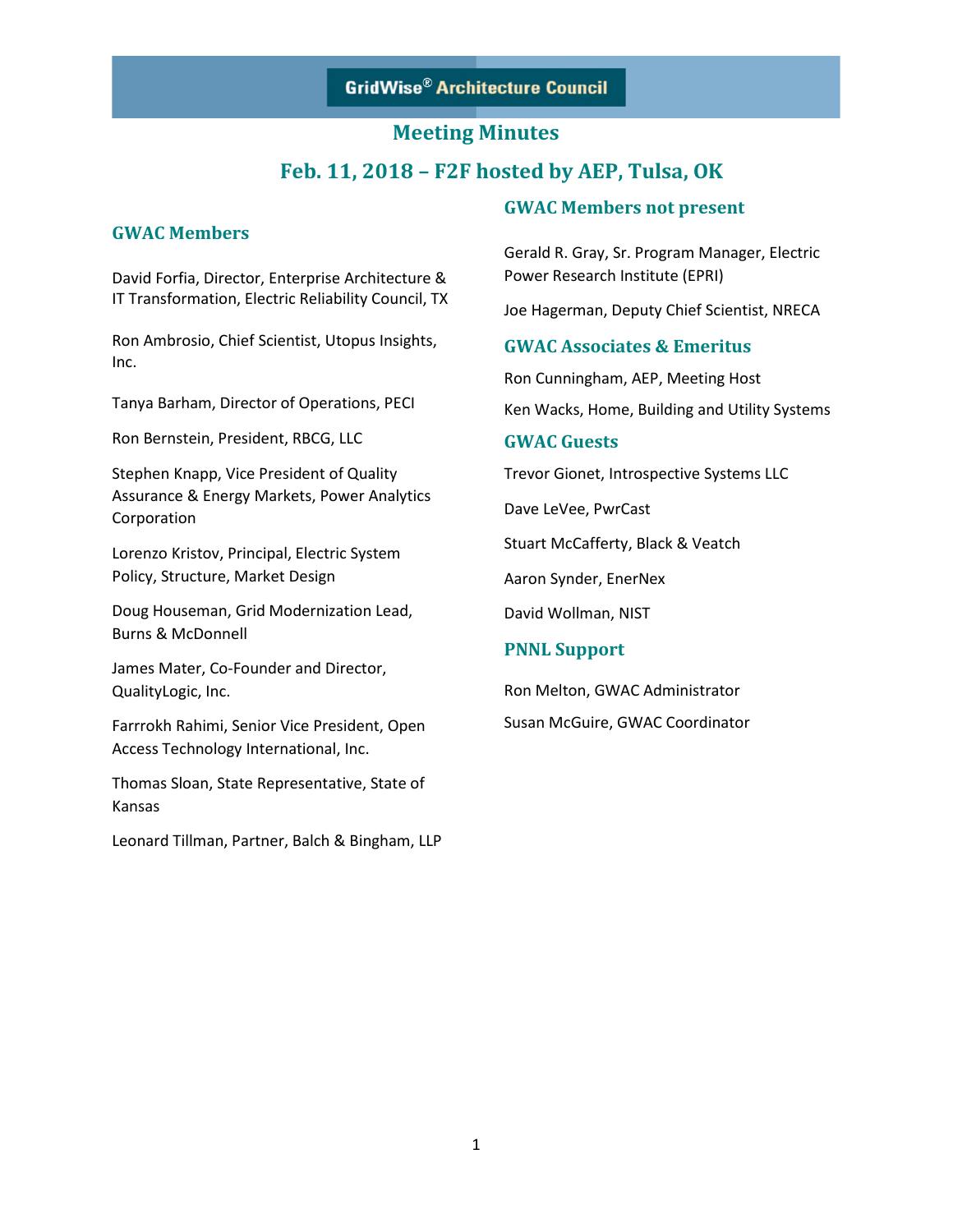GridWise® Architecture Council

# Meeting Minutes

## Feb. 11, 2018 – F2F hosted by AEP, Tulsa, OK

### GWAC Members

David Forfia, Director, Enterprise Architecture & IT Transformation, Electric Reliability Council, TX

Ron Ambrosio, Chief Scientist, Utopus Insights, Inc.

Tanya Barham, Director of Operations, PECI

Ron Bernstein, President, RBCG, LLC

Stephen Knapp, Vice President of Quality Assurance & Energy Markets, Power Analytics Corporation

Lorenzo Kristov, Principal, Electric System Policy, Structure, Market Design

Doug Houseman, Grid Modernization Lead, Burns & McDonnell

James Mater, Co-Founder and Director, QualityLogic, Inc.

Farrrokh Rahimi, Senior Vice President, Open Access Technology International, Inc.

Thomas Sloan, State Representative, State of Kansas

Leonard Tillman, Partner, Balch & Bingham, LLP

### GWAC Members not present

Gerald R. Gray, Sr. Program Manager, Electric Power Research Institute (EPRI)

Joe Hagerman, Deputy Chief Scientist, NRECA

### GWAC Associates & Emeritus

Ron Cunningham, AEP, Meeting Host

Ken Wacks, Home, Building and Utility Systems

### GWAC Guests

Trevor Gionet, Introspective Systems LLC

Dave LeVee, PwrCast

Stuart McCafferty, Black & Veatch

Aaron Synder, EnerNex

David Wollman, NIST

### PNNL Support

Ron Melton, GWAC Administrator

Susan McGuire, GWAC Coordinator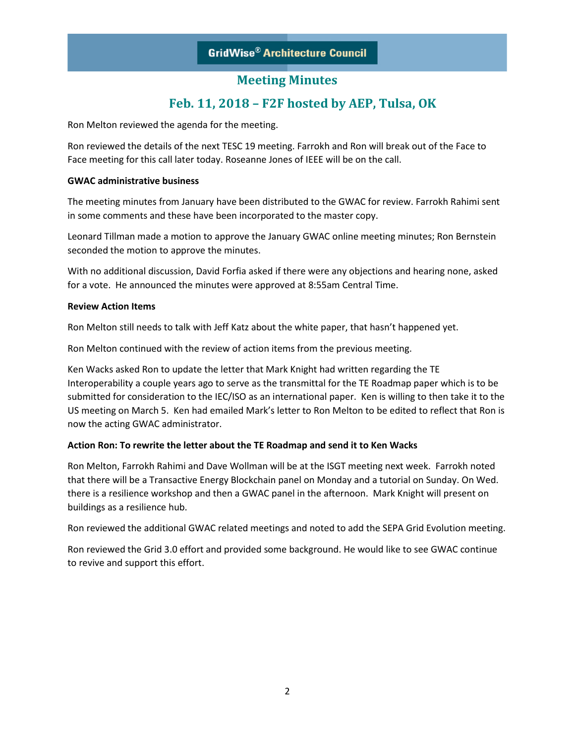GridWise® Architecture Council

# Meeting Minutes

## Feb. 11, 2018 – F2F hosted by AEP, Tulsa, OK

Ron Melton reviewed the agenda for the meeting.

Ron reviewed the details of the next TESC 19 meeting. Farrokh and Ron will break out of the Face to Face meeting for this call later today. Roseanne Jones of IEEE will be on the call.

**GWAC administrative business**

The meeting minutes from January have been distributed to the GWAC for review. Farrokh Rahimi sent in some comments and these have been incorporated to the master copy.

Leonard Tillman made a motion to approve the January GWAC online meeting minutes; Ron Bernstein seconded the motion to approve the minutes.

With no additional discussion, David Forfia asked if there were any objections and hearing none, asked for a vote. He announced the minutes were approved at 8:55am Central Time.

**Review Action Items**

Ron Melton still needs to talk with Jeff Katz about the white paper, that hasn't happened yet.

Ron Melton continued with the review of action items from the previous meeting.

Ken Wacks asked Ron to update the letter that Mark Knight had written regarding the TE Interoperability a couple years ago to serve as the transmittal for the TE Roadmap paper which is to be submitted for consideration to the IEC/ISO as an international paper. Ken is willing to then take it to the US meeting on March 5. Ken had emailed Mark's letter to Ron Melton to be edited to reflect that Ron is now the acting GWAC administrator.

**Action Ron: To rewrite the letter about the TE Roadmap and send it to Ken Wacks**

Ron Melton, Farrokh Rahimi and Dave Wollman will be at the ISGT meeting next week. Farrokh noted that there will be a Transactive Energy Blockchain panel on Monday and a tutorial on Sunday. On Wed. there is a resilience workshop and then a GWAC panel in the afternoon. Mark Knight will present on buildings as a resilience hub.

Ron reviewed the additional GWAC related meetings and noted to add the SEPA Grid Evolution meeting.

Ron reviewed the Grid 3.0 effort and provided some background. He would like to see GWAC continue to revive and support this effort.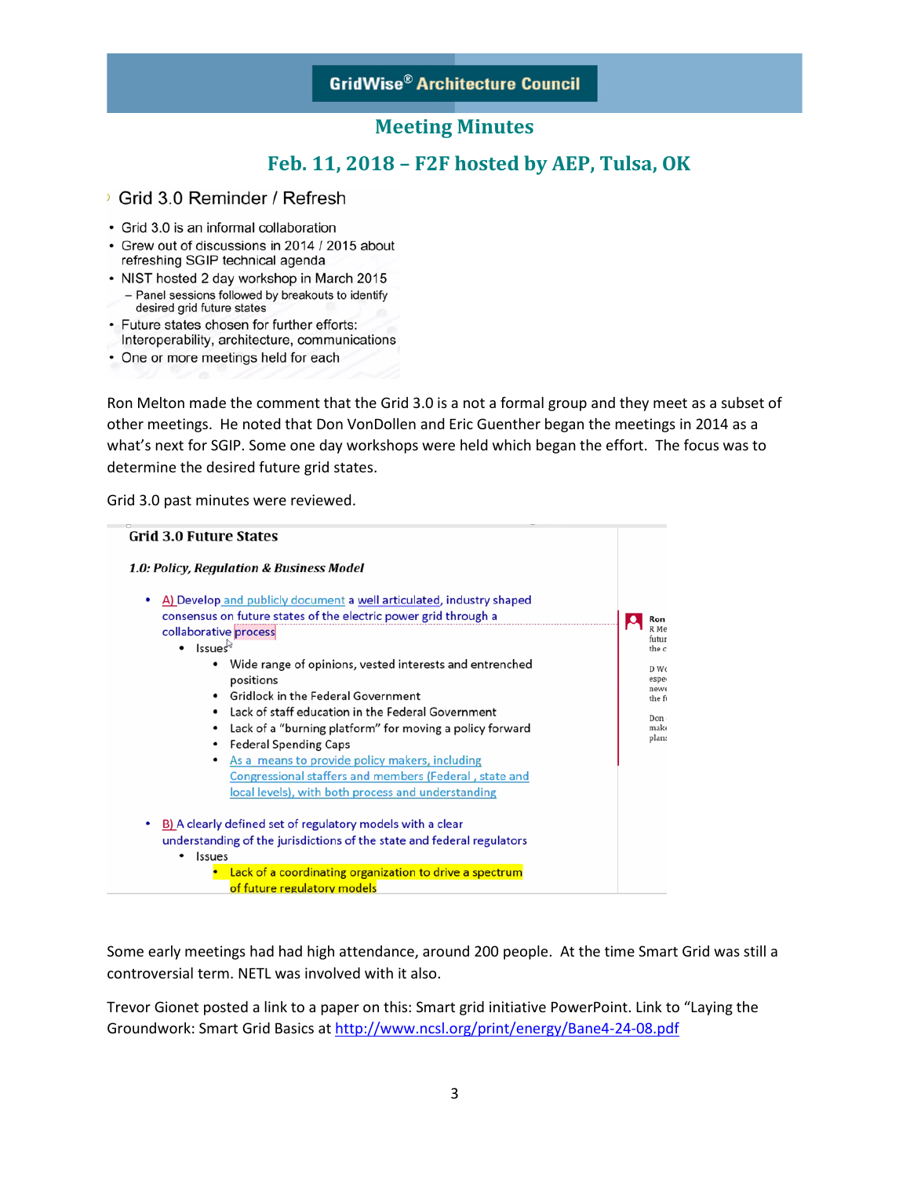## Meeting Minutes

## Feb. 11, 2018 – F2F hosted by AEP, Tulsa, OK

### Grid 3.0 Reminder / Refresh

- Grid 3.0 is an informal collaboration
- Grew out of discussions in 2014 / 2015 about refreshing SGIP technical agenda
- NIST hosted 2 day workshop in March 2015
  - Panel sessions followed by breakouts to identify desired grid future states
- Future states chosen for further efforts: Interoperability, architecture, communications
- One or more meetings held for each

Ron Melton made the comment that the Grid 3.0 is a not a formal group and they meet as a subset of other meetings. He noted that Don VonDollen and Eric Guenther began the meetings in 2014 as a what's next for SGIP. Some one day workshops were held which began the effort. The focus was to determine the desired future grid states.

Grid 3.0 past minutes were reviewed.

**Grid 3.0 Future States**

***1.0: Policy, Regulation & Business Model***

- A) Develop and publicly document a well articulated, industry shaped consensus on future states of the electric power grid through a collaborative process
  - Issues
    - Wide range of opinions, vested interests and entrenched positions
    - Gridlock in the Federal Government
    - Lack of staff education in the Federal Government
    - Lack of a "burning platform" for moving a policy forward
    - Federal Spending Caps
    - As a means to provide policy makers, including Congressional staffers and members (Federal , state and local levels), with both process and understanding
- B) A clearly defined set of regulatory models with a clear understanding of the jurisdictions of the state and federal regulators
  - Issues
    - Lack of a coordinating organization to drive a spectrum of future regulatory models

Some early meetings had had high attendance, around 200 people. At the time Smart Grid was still a controversial term. NETL was involved with it also.

Trevor Gionet posted a link to a paper on this: Smart grid initiative PowerPoint. Link to "Laying the Groundwork: Smart Grid Basics at http://www.ncsl.org/print/energy/Bane4-24-08.pdf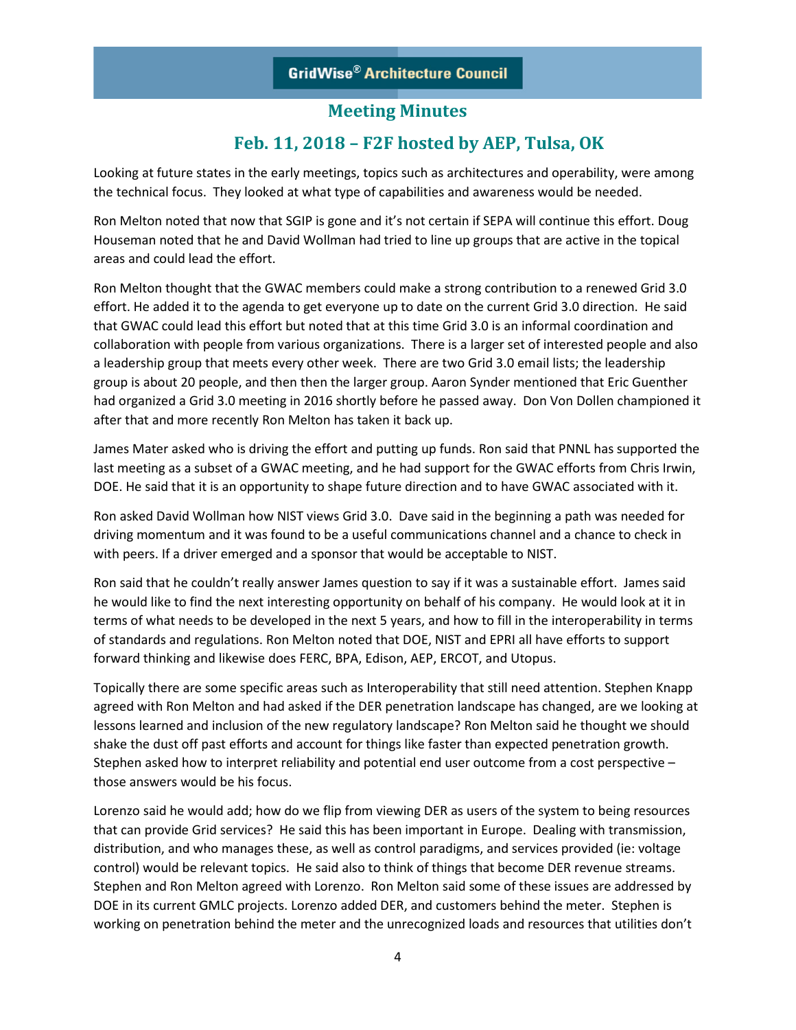Looking at future states in the early meetings, topics such as architectures and operability, were among the technical focus. They looked at what type of capabilities and awareness would be needed.

Ron Melton noted that now that SGIP is gone and it's not certain if SEPA will continue this effort. Doug Houseman noted that he and David Wollman had tried to line up groups that are active in the topical areas and could lead the effort.

Ron Melton thought that the GWAC members could make a strong contribution to a renewed Grid 3.0 effort. He added it to the agenda to get everyone up to date on the current Grid 3.0 direction. He said that GWAC could lead this effort but noted that at this time Grid 3.0 is an informal coordination and collaboration with people from various organizations. There is a larger set of interested people and also a leadership group that meets every other week. There are two Grid 3.0 email lists; the leadership group is about 20 people, and then then the larger group. Aaron Synder mentioned that Eric Guenther had organized a Grid 3.0 meeting in 2016 shortly before he passed away. Don Von Dollen championed it after that and more recently Ron Melton has taken it back up.

James Mater asked who is driving the effort and putting up funds. Ron said that PNNL has supported the last meeting as a subset of a GWAC meeting, and he had support for the GWAC efforts from Chris Irwin, DOE. He said that it is an opportunity to shape future direction and to have GWAC associated with it.

Ron asked David Wollman how NIST views Grid 3.0. Dave said in the beginning a path was needed for driving momentum and it was found to be a useful communications channel and a chance to check in with peers. If a driver emerged and a sponsor that would be acceptable to NIST.

Ron said that he couldn't really answer James question to say if it was a sustainable effort. James said he would like to find the next interesting opportunity on behalf of his company. He would look at it in terms of what needs to be developed in the next 5 years, and how to fill in the interoperability in terms of standards and regulations. Ron Melton noted that DOE, NIST and EPRI all have efforts to support forward thinking and likewise does FERC, BPA, Edison, AEP, ERCOT, and Utopus.

Topically there are some specific areas such as Interoperability that still need attention. Stephen Knapp agreed with Ron Melton and had asked if the DER penetration landscape has changed, are we looking at lessons learned and inclusion of the new regulatory landscape? Ron Melton said he thought we should shake the dust off past efforts and account for things like faster than expected penetration growth. Stephen asked how to interpret reliability and potential end user outcome from a cost perspective – those answers would be his focus.

Lorenzo said he would add; how do we flip from viewing DER as users of the system to being resources that can provide Grid services? He said this has been important in Europe. Dealing with transmission, distribution, and who manages these, as well as control paradigms, and services provided (ie: voltage control) would be relevant topics. He said also to think of things that become DER revenue streams. Stephen and Ron Melton agreed with Lorenzo. Ron Melton said some of these issues are addressed by DOE in its current GMLC projects. Lorenzo added DER, and customers behind the meter. Stephen is working on penetration behind the meter and the unrecognized loads and resources that utilities don't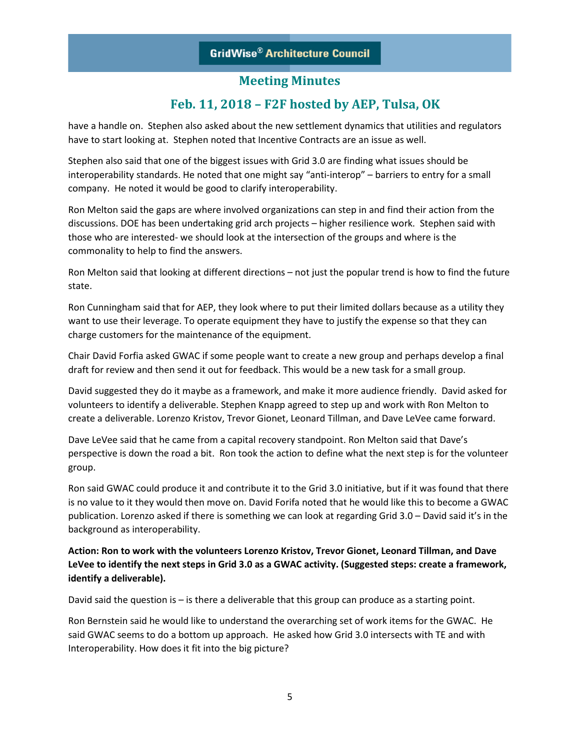have a handle on. Stephen also asked about the new settlement dynamics that utilities and regulators have to start looking at. Stephen noted that Incentive Contracts are an issue as well.

Stephen also said that one of the biggest issues with Grid 3.0 are finding what issues should be interoperability standards. He noted that one might say "anti-interop" – barriers to entry for a small company. He noted it would be good to clarify interoperability.

Ron Melton said the gaps are where involved organizations can step in and find their action from the discussions. DOE has been undertaking grid arch projects – higher resilience work. Stephen said with those who are interested- we should look at the intersection of the groups and where is the commonality to help to find the answers.

Ron Melton said that looking at different directions – not just the popular trend is how to find the future state.

Ron Cunningham said that for AEP, they look where to put their limited dollars because as a utility they want to use their leverage. To operate equipment they have to justify the expense so that they can charge customers for the maintenance of the equipment.

Chair David Forfia asked GWAC if some people want to create a new group and perhaps develop a final draft for review and then send it out for feedback. This would be a new task for a small group.

David suggested they do it maybe as a framework, and make it more audience friendly. David asked for volunteers to identify a deliverable. Stephen Knapp agreed to step up and work with Ron Melton to create a deliverable. Lorenzo Kristov, Trevor Gionet, Leonard Tillman, and Dave LeVee came forward.

Dave LeVee said that he came from a capital recovery standpoint. Ron Melton said that Dave's perspective is down the road a bit. Ron took the action to define what the next step is for the volunteer group.

Ron said GWAC could produce it and contribute it to the Grid 3.0 initiative, but if it was found that there is no value to it they would then move on. David Forifa noted that he would like this to become a GWAC publication. Lorenzo asked if there is something we can look at regarding Grid 3.0 – David said it's in the background as interoperability.

**Action: Ron to work with the volunteers Lorenzo Kristov, Trevor Gionet, Leonard Tillman, and Dave LeVee to identify the next steps in Grid 3.0 as a GWAC activity. (Suggested steps: create a framework, identify a deliverable).**

David said the question is – is there a deliverable that this group can produce as a starting point.

Ron Bernstein said he would like to understand the overarching set of work items for the GWAC. He said GWAC seems to do a bottom up approach. He asked how Grid 3.0 intersects with TE and with Interoperability. How does it fit into the big picture?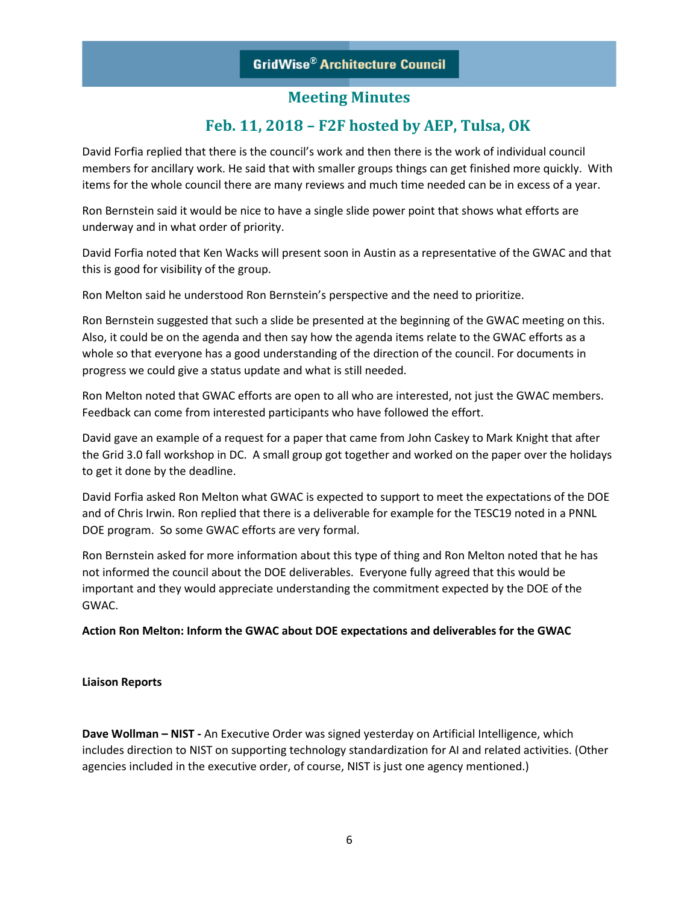David Forfia replied that there is the council's work and then there is the work of individual council members for ancillary work. He said that with smaller groups things can get finished more quickly. With items for the whole council there are many reviews and much time needed can be in excess of a year.

Ron Bernstein said it would be nice to have a single slide power point that shows what efforts are underway and in what order of priority.

David Forfia noted that Ken Wacks will present soon in Austin as a representative of the GWAC and that this is good for visibility of the group.

Ron Melton said he understood Ron Bernstein's perspective and the need to prioritize.

Ron Bernstein suggested that such a slide be presented at the beginning of the GWAC meeting on this. Also, it could be on the agenda and then say how the agenda items relate to the GWAC efforts as a whole so that everyone has a good understanding of the direction of the council. For documents in progress we could give a status update and what is still needed.

Ron Melton noted that GWAC efforts are open to all who are interested, not just the GWAC members. Feedback can come from interested participants who have followed the effort.

David gave an example of a request for a paper that came from John Caskey to Mark Knight that after the Grid 3.0 fall workshop in DC. A small group got together and worked on the paper over the holidays to get it done by the deadline.

David Forfia asked Ron Melton what GWAC is expected to support to meet the expectations of the DOE and of Chris Irwin. Ron replied that there is a deliverable for example for the TESC19 noted in a PNNL DOE program. So some GWAC efforts are very formal.

Ron Bernstein asked for more information about this type of thing and Ron Melton noted that he has not informed the council about the DOE deliverables. Everyone fully agreed that this would be important and they would appreciate understanding the commitment expected by the DOE of the GWAC.

**Action Ron Melton: Inform the GWAC about DOE expectations and deliverables for the GWAC**

**Liaison Reports**

**Dave Wollman – NIST -** An Executive Order was signed yesterday on Artificial Intelligence, which includes direction to NIST on supporting technology standardization for AI and related activities. (Other agencies included in the executive order, of course, NIST is just one agency mentioned.)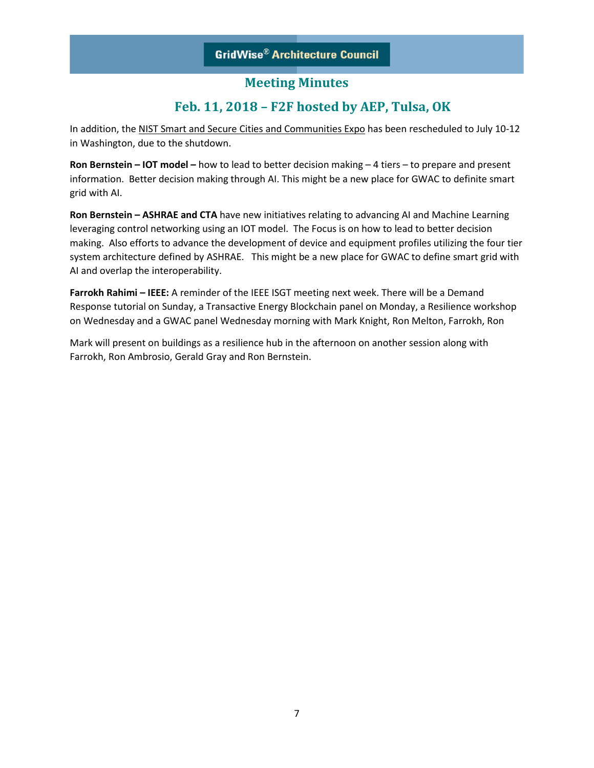In addition, the NIST Smart and Secure Cities and Communities Expo has been rescheduled to July 10-12 in Washington, due to the shutdown.

**Ron Bernstein – IOT model –** how to lead to better decision making – 4 tiers – to prepare and present information. Better decision making through AI. This might be a new place for GWAC to definite smart grid with AI.

**Ron Bernstein – ASHRAE and CTA** have new initiatives relating to advancing AI and Machine Learning leveraging control networking using an IOT model. The Focus is on how to lead to better decision making. Also efforts to advance the development of device and equipment profiles utilizing the four tier system architecture defined by ASHRAE. This might be a new place for GWAC to define smart grid with AI and overlap the interoperability.

**Farrokh Rahimi – IEEE:** A reminder of the IEEE ISGT meeting next week. There will be a Demand Response tutorial on Sunday, a Transactive Energy Blockchain panel on Monday, a Resilience workshop on Wednesday and a GWAC panel Wednesday morning with Mark Knight, Ron Melton, Farrokh, Ron

Mark will present on buildings as a resilience hub in the afternoon on another session along with Farrokh, Ron Ambrosio, Gerald Gray and Ron Bernstein.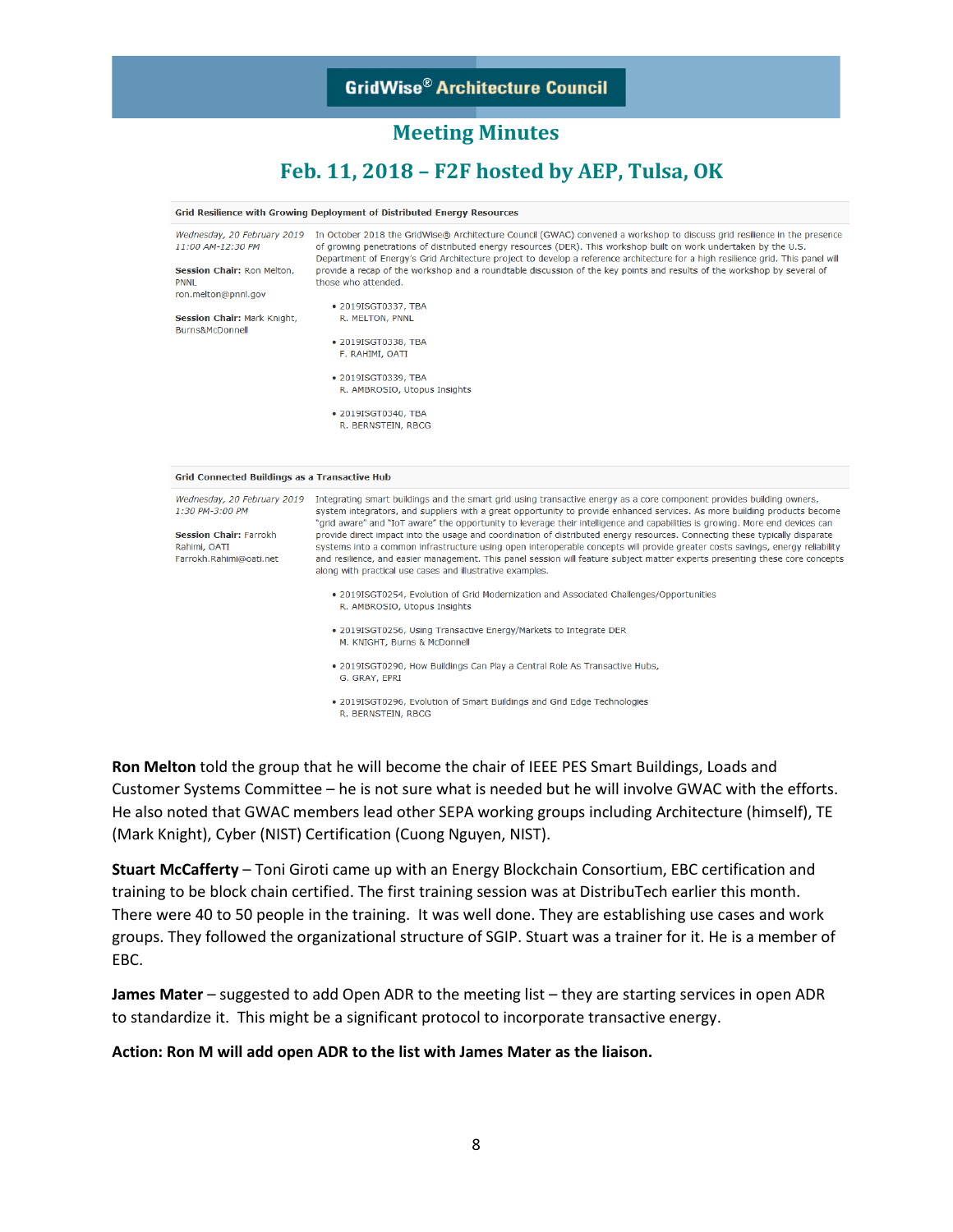# GridWise® Architecture Council

## Meeting Minutes

## Feb. 11, 2018 – F2F hosted by AEP, Tulsa, OK

| Grid Resilience with Growing Deployment of Distributed Energy Resources | |
|---|---|
| *Wednesday, 20 February 2019 11:00 AM-12:30 PM*<br><br>**Session Chair:** Ron Melton, PNNL ron.melton@pnnl.gov<br><br>**Session Chair:** Mark Knight, Burns&McDonnell | In October 2018 the GridWise® Architecture Council (GWAC) convened a workshop to discuss grid resilience in the presence of growing penetrations of distributed energy resources (DER). This workshop built on work undertaken by the U.S. Department of Energy's Grid Architecture project to develop a reference architecture for a high resilience grid. This panel will provide a recap of the workshop and a roundtable discussion of the key points and results of the workshop by several of those who attended.<br><br>• 2019ISGT0337, TBA<br>R. MELTON, PNNL<br><br>• 2019ISGT0338, TBA<br>F. RAHIMI, OATI<br><br>• 2019ISGT0339, TBA<br>R. AMBROSIO, Utopus Insights<br><br>• 2019ISGT0340, TBA<br>R. BERNSTEIN, RBCG |

| Grid Connected Buildings as a Transactive Hub | |
|---|---|
| *Wednesday, 20 February 2019 1:30 PM-3:00 PM*<br><br>**Session Chair:** Farrokh Rahimi, OATI Farrokh.Rahimi@oati.net | Integrating smart buildings and the smart grid using transactive energy as a core component provides building owners, system integrators, and suppliers with a great opportunity to provide enhanced services. As more building products become "grid aware" and "IoT aware" the opportunity to leverage their intelligence and capabilities is growing. More end devices can provide direct impact into the usage and coordination of distributed energy resources. Connecting these typically disparate systems into a common infrastructure using open interoperable concepts will provide greater costs savings, energy reliability and resilience, and easier management. This panel session will feature subject matter experts presenting these core concepts along with practical use cases and illustrative examples.<br><br>• 2019ISGT0254, Evolution of Grid Modernization and Associated Challenges/Opportunities<br>R. AMBROSIO, Utopus Insights<br><br>• 2019ISGT0256, Using Transactive Energy/Markets to Integrate DER<br>M. KNIGHT, Burns & McDonnell<br><br>• 2019ISGT0290, How Buildings Can Play a Central Role As Transactive Hubs,<br>G. GRAY, EPRI<br><br>• 2019ISGT0296, Evolution of Smart Buildings and Grid Edge Technologies<br>R. BERNSTEIN, RBCG |

**Ron Melton** told the group that he will become the chair of IEEE PES Smart Buildings, Loads and Customer Systems Committee – he is not sure what is needed but he will involve GWAC with the efforts. He also noted that GWAC members lead other SEPA working groups including Architecture (himself), TE (Mark Knight), Cyber (NIST) Certification (Cuong Nguyen, NIST).

**Stuart McCafferty** – Toni Giroti came up with an Energy Blockchain Consortium, EBC certification and training to be block chain certified. The first training session was at DistribuTech earlier this month. There were 40 to 50 people in the training. It was well done. They are establishing use cases and work groups. They followed the organizational structure of SGIP. Stuart was a trainer for it. He is a member of EBC.

**James Mater** – suggested to add Open ADR to the meeting list – they are starting services in open ADR to standardize it. This might be a significant protocol to incorporate transactive energy.

**Action: Ron M will add open ADR to the list with James Mater as the liaison.**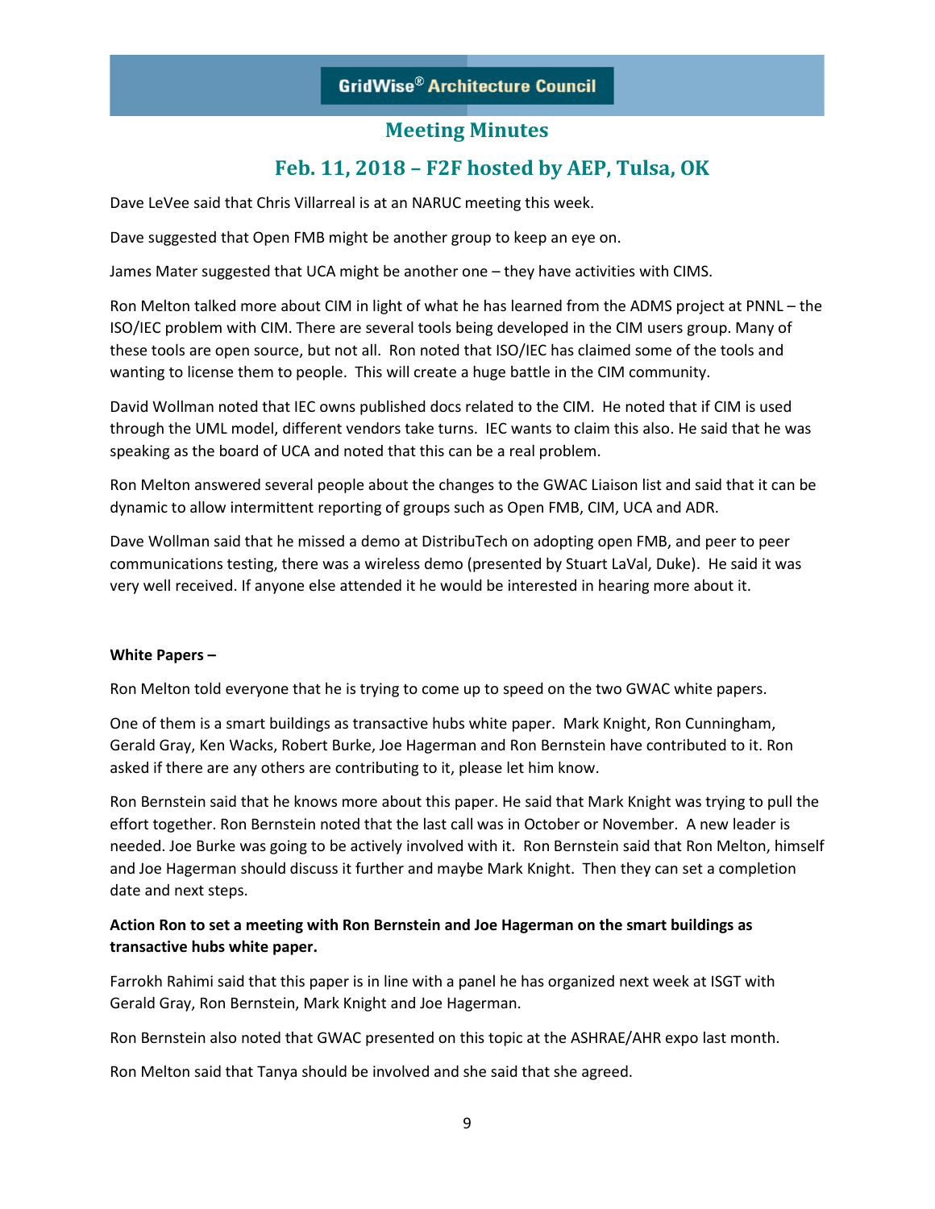# Meeting Minutes

## Feb. 11, 2018 – F2F hosted by AEP, Tulsa, OK

Dave LeVee said that Chris Villarreal is at an NARUC meeting this week.

Dave suggested that Open FMB might be another group to keep an eye on.

James Mater suggested that UCA might be another one – they have activities with CIMS.

Ron Melton talked more about CIM in light of what he has learned from the ADMS project at PNNL – the ISO/IEC problem with CIM. There are several tools being developed in the CIM users group. Many of these tools are open source, but not all. Ron noted that ISO/IEC has claimed some of the tools and wanting to license them to people. This will create a huge battle in the CIM community.

David Wollman noted that IEC owns published docs related to the CIM. He noted that if CIM is used through the UML model, different vendors take turns. IEC wants to claim this also. He said that he was speaking as the board of UCA and noted that this can be a real problem.

Ron Melton answered several people about the changes to the GWAC Liaison list and said that it can be dynamic to allow intermittent reporting of groups such as Open FMB, CIM, UCA and ADR.

Dave Wollman said that he missed a demo at DistribuTech on adopting open FMB, and peer to peer communications testing, there was a wireless demo (presented by Stuart LaVal, Duke). He said it was very well received. If anyone else attended it he would be interested in hearing more about it.

**White Papers –**

Ron Melton told everyone that he is trying to come up to speed on the two GWAC white papers.

One of them is a smart buildings as transactive hubs white paper. Mark Knight, Ron Cunningham, Gerald Gray, Ken Wacks, Robert Burke, Joe Hagerman and Ron Bernstein have contributed to it. Ron asked if there are any others are contributing to it, please let him know.

Ron Bernstein said that he knows more about this paper. He said that Mark Knight was trying to pull the effort together. Ron Bernstein noted that the last call was in October or November. A new leader is needed. Joe Burke was going to be actively involved with it. Ron Bernstein said that Ron Melton, himself and Joe Hagerman should discuss it further and maybe Mark Knight. Then they can set a completion date and next steps.

**Action Ron to set a meeting with Ron Bernstein and Joe Hagerman on the smart buildings as transactive hubs white paper.**

Farrokh Rahimi said that this paper is in line with a panel he has organized next week at ISGT with Gerald Gray, Ron Bernstein, Mark Knight and Joe Hagerman.

Ron Bernstein also noted that GWAC presented on this topic at the ASHRAE/AHR expo last month.

Ron Melton said that Tanya should be involved and she said that she agreed.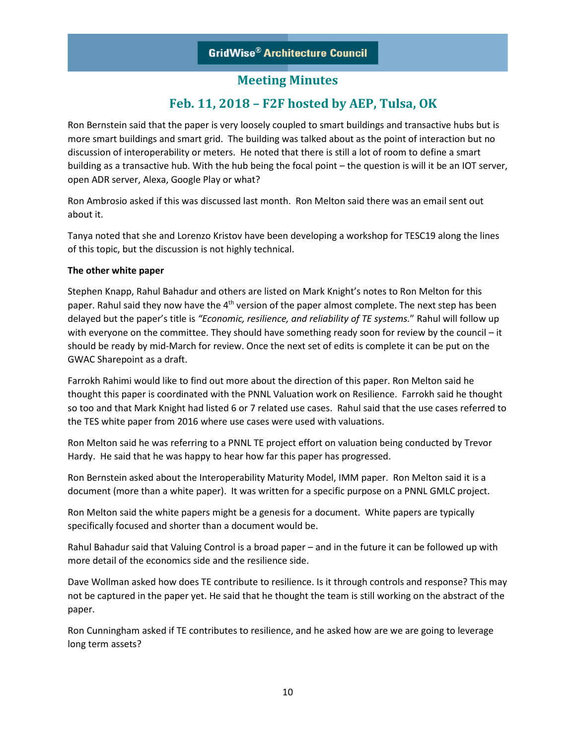Ron Bernstein said that the paper is very loosely coupled to smart buildings and transactive hubs but is more smart buildings and smart grid. The building was talked about as the point of interaction but no discussion of interoperability or meters. He noted that there is still a lot of room to define a smart building as a transactive hub. With the hub being the focal point – the question is will it be an IOT server, open ADR server, Alexa, Google Play or what?

Ron Ambrosio asked if this was discussed last month. Ron Melton said there was an email sent out about it.

Tanya noted that she and Lorenzo Kristov have been developing a workshop for TESC19 along the lines of this topic, but the discussion is not highly technical.

**The other white paper**

Stephen Knapp, Rahul Bahadur and others are listed on Mark Knight's notes to Ron Melton for this paper. Rahul said they now have the 4th version of the paper almost complete. The next step has been delayed but the paper's title is *"Economic, resilience, and reliability of TE systems.*" Rahul will follow up with everyone on the committee. They should have something ready soon for review by the council – it should be ready by mid-March for review. Once the next set of edits is complete it can be put on the GWAC Sharepoint as a draft.

Farrokh Rahimi would like to find out more about the direction of this paper. Ron Melton said he thought this paper is coordinated with the PNNL Valuation work on Resilience. Farrokh said he thought so too and that Mark Knight had listed 6 or 7 related use cases. Rahul said that the use cases referred to the TES white paper from 2016 where use cases were used with valuations.

Ron Melton said he was referring to a PNNL TE project effort on valuation being conducted by Trevor Hardy. He said that he was happy to hear how far this paper has progressed.

Ron Bernstein asked about the Interoperability Maturity Model, IMM paper. Ron Melton said it is a document (more than a white paper). It was written for a specific purpose on a PNNL GMLC project.

Ron Melton said the white papers might be a genesis for a document. White papers are typically specifically focused and shorter than a document would be.

Rahul Bahadur said that Valuing Control is a broad paper – and in the future it can be followed up with more detail of the economics side and the resilience side.

Dave Wollman asked how does TE contribute to resilience. Is it through controls and response? This may not be captured in the paper yet. He said that he thought the team is still working on the abstract of the paper.

Ron Cunningham asked if TE contributes to resilience, and he asked how are we are going to leverage long term assets?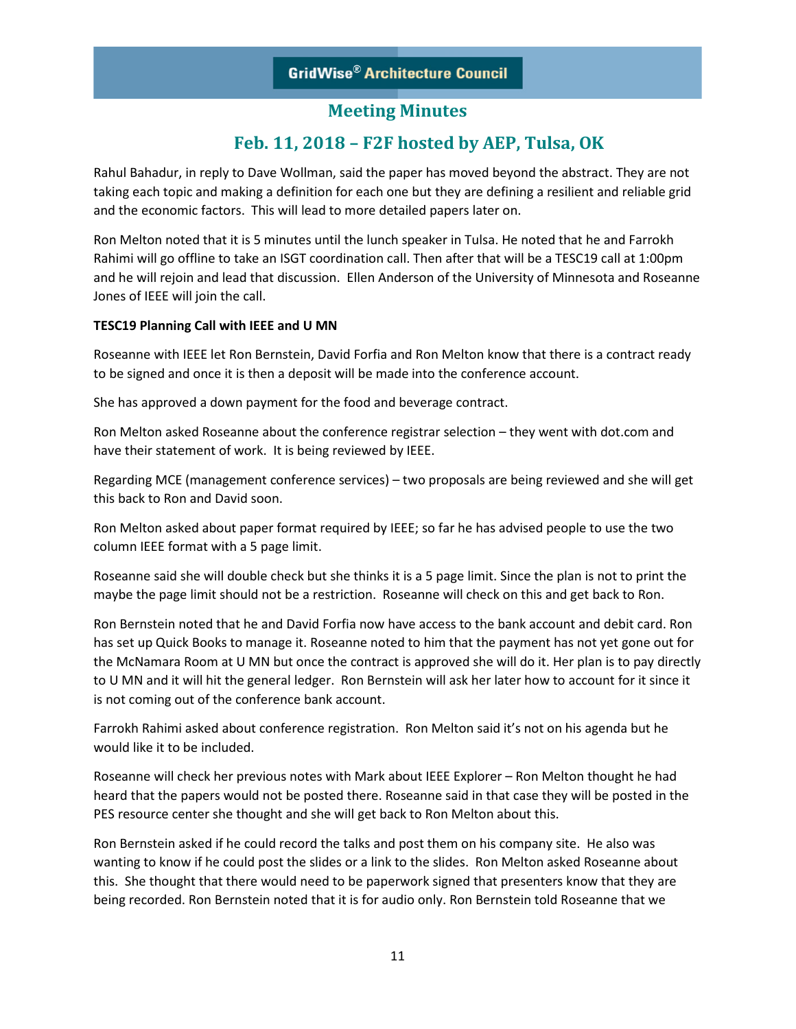Rahul Bahadur, in reply to Dave Wollman, said the paper has moved beyond the abstract. They are not taking each topic and making a definition for each one but they are defining a resilient and reliable grid and the economic factors. This will lead to more detailed papers later on.

Ron Melton noted that it is 5 minutes until the lunch speaker in Tulsa. He noted that he and Farrokh Rahimi will go offline to take an ISGT coordination call. Then after that will be a TESC19 call at 1:00pm and he will rejoin and lead that discussion. Ellen Anderson of the University of Minnesota and Roseanne Jones of IEEE will join the call.

**TESC19 Planning Call with IEEE and U MN**

Roseanne with IEEE let Ron Bernstein, David Forfia and Ron Melton know that there is a contract ready to be signed and once it is then a deposit will be made into the conference account.

She has approved a down payment for the food and beverage contract.

Ron Melton asked Roseanne about the conference registrar selection – they went with dot.com and have their statement of work. It is being reviewed by IEEE.

Regarding MCE (management conference services) – two proposals are being reviewed and she will get this back to Ron and David soon.

Ron Melton asked about paper format required by IEEE; so far he has advised people to use the two column IEEE format with a 5 page limit.

Roseanne said she will double check but she thinks it is a 5 page limit. Since the plan is not to print the maybe the page limit should not be a restriction. Roseanne will check on this and get back to Ron.

Ron Bernstein noted that he and David Forfia now have access to the bank account and debit card. Ron has set up Quick Books to manage it. Roseanne noted to him that the payment has not yet gone out for the McNamara Room at U MN but once the contract is approved she will do it. Her plan is to pay directly to U MN and it will hit the general ledger. Ron Bernstein will ask her later how to account for it since it is not coming out of the conference bank account.

Farrokh Rahimi asked about conference registration. Ron Melton said it's not on his agenda but he would like it to be included.

Roseanne will check her previous notes with Mark about IEEE Explorer – Ron Melton thought he had heard that the papers would not be posted there. Roseanne said in that case they will be posted in the PES resource center she thought and she will get back to Ron Melton about this.

Ron Bernstein asked if he could record the talks and post them on his company site. He also was wanting to know if he could post the slides or a link to the slides. Ron Melton asked Roseanne about this. She thought that there would need to be paperwork signed that presenters know that they are being recorded. Ron Bernstein noted that it is for audio only. Ron Bernstein told Roseanne that we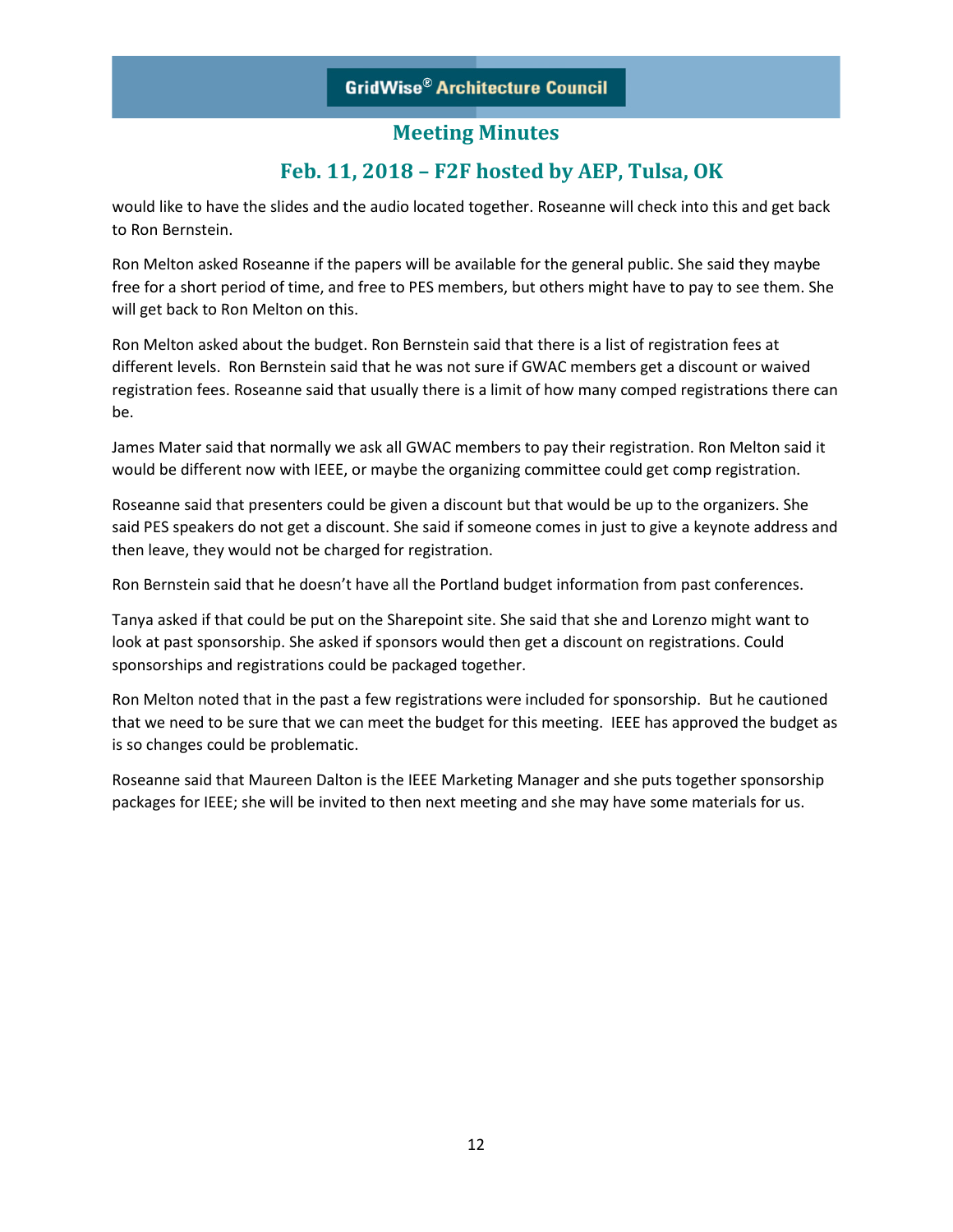would like to have the slides and the audio located together. Roseanne will check into this and get back to Ron Bernstein.

Ron Melton asked Roseanne if the papers will be available for the general public. She said they maybe free for a short period of time, and free to PES members, but others might have to pay to see them. She will get back to Ron Melton on this.

Ron Melton asked about the budget. Ron Bernstein said that there is a list of registration fees at different levels. Ron Bernstein said that he was not sure if GWAC members get a discount or waived registration fees. Roseanne said that usually there is a limit of how many comped registrations there can be.

James Mater said that normally we ask all GWAC members to pay their registration. Ron Melton said it would be different now with IEEE, or maybe the organizing committee could get comp registration.

Roseanne said that presenters could be given a discount but that would be up to the organizers. She said PES speakers do not get a discount. She said if someone comes in just to give a keynote address and then leave, they would not be charged for registration.

Ron Bernstein said that he doesn't have all the Portland budget information from past conferences.

Tanya asked if that could be put on the Sharepoint site. She said that she and Lorenzo might want to look at past sponsorship. She asked if sponsors would then get a discount on registrations. Could sponsorships and registrations could be packaged together.

Ron Melton noted that in the past a few registrations were included for sponsorship. But he cautioned that we need to be sure that we can meet the budget for this meeting. IEEE has approved the budget as is so changes could be problematic.

Roseanne said that Maureen Dalton is the IEEE Marketing Manager and she puts together sponsorship packages for IEEE; she will be invited to then next meeting and she may have some materials for us.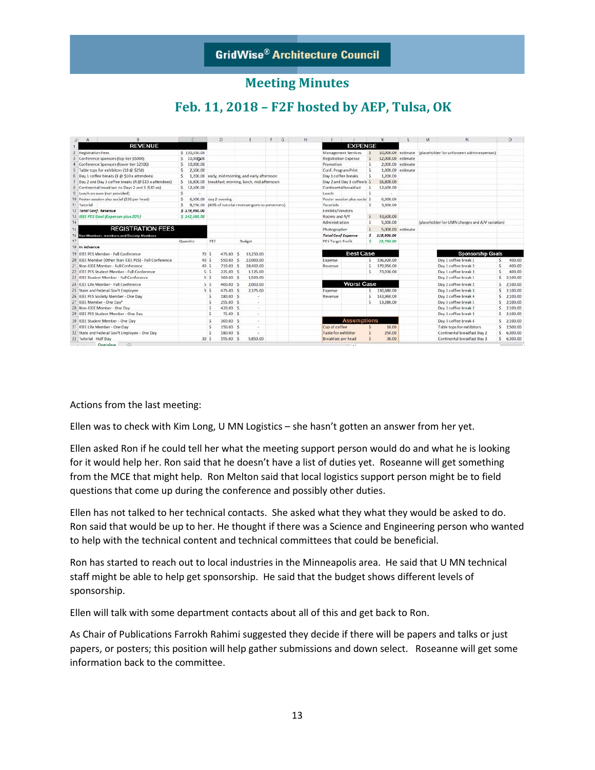# Meeting Minutes

## Feb. 11, 2018 – F2F hosted by AEP, Tulsa, OK

| | A | B | C | D | E | F | G | H | I | J | K | L | M | N | O |
|---|---|---|---|---|---|---|---|---|---|---|---|---|---|---|---|
| 1 | REVENUE | | | | | | | | EXPENSE | | | | | | |
| 2 | Registration Fees | | $ 120,550.00 | | | | | | Management Services | | $ 10,000.00 | estimate | (placeholder for unforseen admin expenses) | | |
| 3 | Conference sponsors (top tier $5000) | | $ 10,000.00 | | | | | | Registration Expense | | $ 12,000.00 | estimate | | | |
| 4 | Conference Sponsors (lower tier $2500) | | $ 10,000.00 | | | | | | Promotion | | $ 2,000.00 | estimate | | | |
| 5 | Table tops for exhibitors (10 @ $250) | | $ 2,500.00 | | | | | | Conf. Program Print | | $ 1,000.00 | estimate | | | |
| 6 | Day 1 coffee breaks (3 @ $10 x attendees) | | $ 1,200.00 | early, mid morning, and early afternoon | | | | | Day 1 coffee breaks | | $ 1,200.00 | | | | |
| 7 | Day 2 and Day 3 coffee breaks (4 @ $10 x attendees) | | $ 16,800.00 | breakfast, morning, lunch, mid afternoon | | | | | Day 2 and Day 3 coffee b | | $ 16,800.00 | | | | |
| 8 | Continental breakfast on Days 2 and 3 ($30 ea) | | $ 12,600.00 | | | | | | Continental breakfast | | $ 12,600.00 | | | | |
| 9 | Lunch on own (not provided) | | $ - | | | | | | Lunch | | $ - | | | | |
| 10 | Poster session plus social ($30 per head) | | $ 6,300.00 | day 2 evening | | | | | Poster session plus social | | $ 6,300.00 | | | | |
| 11 | Tutorial | | $ 8,250.00 | (40% of tutorial revenue goes to presenters) | | | | | Tutorials | | $ 3,300.00 | | | | |
| 12 | *Total Conf. Revenue* | | *$ 179,950.00* | | | | | | Exhibits/Vendors | | | | | | |
| 13 | *IEEE PES Goal (Expenses plus 20%)* | | *$ 142,560.00* | | | | | | Rooms and A/V | | $ 43,600.00 | | | | |
| 14 | | | | | | | | | Administration | | $ 5,000.00 | | (placeholder for UMN charges and A/V variation) | | |
| 15 | REGISTRATION FEES | | | | | | | | Photographer | | $ 5,000.00 | estimate | | | |
| 16 | Non Members, members, and Society Members | | | | | | | | *Total Conf Expense* | | *$ 118,800.00* | | | | |
| 17 | | | Quantity | FEE | Budget | | | | PES Target Profit | | *$ 23,760.00* | | | | |
| 18 | In Advance | | | | | | | | | | | | | | |
| 19 | IEEE PES Member - Full Conference | | 70 | $ 475.00 | $ 33,250.00 | | | | Best Case | | | | | Sponsorship Goals | |
| 20 | IEEE Member (Other than IEEE PES) - Full Conference | | 40 | $ 550.00 | $ 22,000.00 | | | | Expense | | $ 106,920.00 | | | Day 1 coffee break 1 | $ 400.00 |
| 21 | Non-IEEE Member - Full Conference | | 40 | $ 710.00 | $ 28,400.00 | | | | Revenue | | $ 179,950.00 | | | Day 1 coffee break 2 | $ 400.00 |
| 22 | IEEE PES Student Member - Full Conference | | 5 | $ 225.00 | $ 1,125.00 | | | | | | $ 73,030.00 | | | Day 1 coffee break 3 | $ 400.00 |
| 23 | IEEE Student Member - Full Conference | | 5 | $ 300.00 | $ 1,500.00 | | | | | | | | | Day 2 coffee break 1 | $ 2,100.00 |
| 24 | IEEE Life Member - Full Conference | | 5 | $ 400.00 | $ 2,000.00 | | | | Worst Case | | | | | Day 2 coffee break 2 | $ 2,100.00 |
| 25 | State and Federal Gov't Employee | | 5 | $ 475.00 | $ 2,375.00 | | | | Expense | | $ 130,680.00 | | | Day 2 coffee break 3 | $ 2,100.00 |
| 26 | IEEE PES Society Member - One Day | | | $ 180.00 | $ - | | | | Revenue | | $ 143,960.00 | | | Day 2 coffee break 4 | $ 2,100.00 |
| 27 | IEEE Member - One Day* | | | $ 255.00 | $ - | | | | | | $ 13,280.00 | | | Day 3 coffee break 1 | $ 2,100.00 |
| 28 | Non-IEEE Member - One Day | | | $ 420.00 | $ - | | | | | | | | | Day 3 coffee break 2 | $ 2,100.00 |
| 29 | IEEE PES Student Member - One Day | | | $ 75.00 | $ - | | | | | | | | | Day 3 coffee break 3 | $ 2,100.00 |
| 30 | IEEE Student Member - One Day | | | $ 300.00 | $ - | | | | Assumptions | | | | | Day 3 coffee break 4 | $ 2,100.00 |
| 31 | IEEE Life Member - One Day | | | $ 150.00 | $ - | | | | Cup of coffee | | $ 10.00 | | | Table tops for exhibitors | $ 2,500.00 |
| 32 | State and Federal Gov't Employee - One Day | | | $ 180.00 | $ - | | | | Table for exhibitor | | $ 250.00 | | | Continental breakfast Day 2 | $ 6,300.00 |
| 33 | Tutorial - Half Day | | 30 | $ 195.00 | $ 5,850.00 | | | | Breakfast per head | | $ 30.00 | | | Continental breakfast Day 3 | $ 6,300.00 |

Actions from the last meeting:

Ellen was to check with Kim Long, U MN Logistics – she hasn't gotten an answer from her yet.

Ellen asked Ron if he could tell her what the meeting support person would do and what he is looking for it would help her. Ron said that he doesn't have a list of duties yet. Roseanne will get something from the MCE that might help. Ron Melton said that local logistics support person might be to field questions that come up during the conference and possibly other duties.

Ellen has not talked to her technical contacts. She asked what they what they would be asked to do. Ron said that would be up to her. He thought if there was a Science and Engineering person who wanted to help with the technical content and technical committees that could be beneficial.

Ron has started to reach out to local industries in the Minneapolis area. He said that U MN technical staff might be able to help get sponsorship. He said that the budget shows different levels of sponsorship.

Ellen will talk with some department contacts about all of this and get back to Ron.

As Chair of Publications Farrokh Rahimi suggested they decide if there will be papers and talks or just papers, or posters; this position will help gather submissions and down select. Roseanne will get some information back to the committee.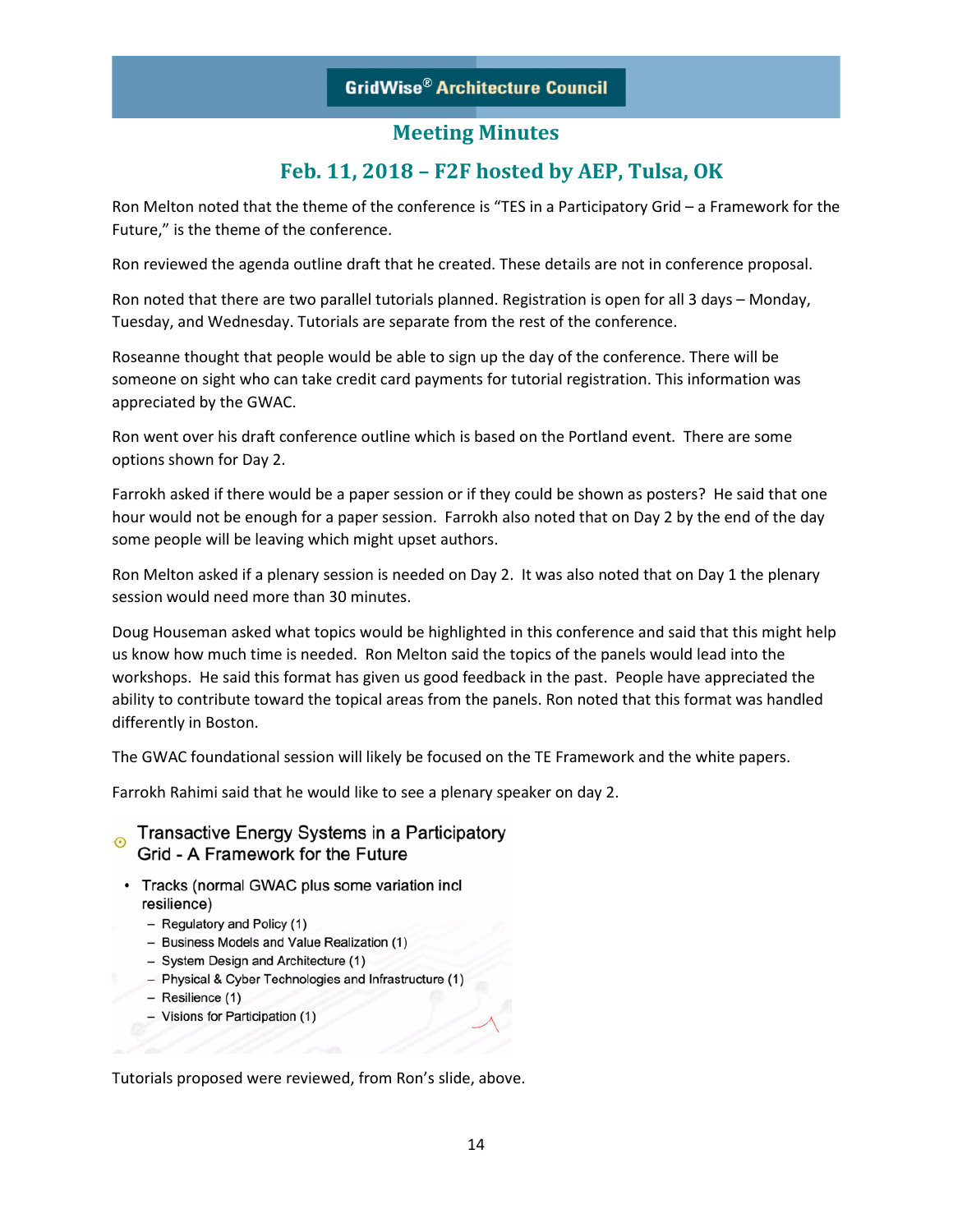GridWise® Architecture Council

## Meeting Minutes

## Feb. 11, 2018 – F2F hosted by AEP, Tulsa, OK

Ron Melton noted that the theme of the conference is "TES in a Participatory Grid – a Framework for the Future," is the theme of the conference.

Ron reviewed the agenda outline draft that he created. These details are not in conference proposal.

Ron noted that there are two parallel tutorials planned. Registration is open for all 3 days – Monday, Tuesday, and Wednesday. Tutorials are separate from the rest of the conference.

Roseanne thought that people would be able to sign up the day of the conference. There will be someone on sight who can take credit card payments for tutorial registration. This information was appreciated by the GWAC.

Ron went over his draft conference outline which is based on the Portland event. There are some options shown for Day 2.

Farrokh asked if there would be a paper session or if they could be shown as posters? He said that one hour would not be enough for a paper session. Farrokh also noted that on Day 2 by the end of the day some people will be leaving which might upset authors.

Ron Melton asked if a plenary session is needed on Day 2. It was also noted that on Day 1 the plenary session would need more than 30 minutes.

Doug Houseman asked what topics would be highlighted in this conference and said that this might help us know how much time is needed. Ron Melton said the topics of the panels would lead into the workshops. He said this format has given us good feedback in the past. People have appreciated the ability to contribute toward the topical areas from the panels. Ron noted that this format was handled differently in Boston.

The GWAC foundational session will likely be focused on the TE Framework and the white papers.

Farrokh Rahimi said that he would like to see a plenary speaker on day 2.

**Transactive Energy Systems in a Participatory Grid - A Framework for the Future**

- Tracks (normal GWAC plus some variation incl resilience)
  - Regulatory and Policy (1)
  - Business Models and Value Realization (1)
  - System Design and Architecture (1)
  - Physical & Cyber Technologies and Infrastructure (1)
  - Resilience (1)
  - Visions for Participation (1)

Tutorials proposed were reviewed, from Ron's slide, above.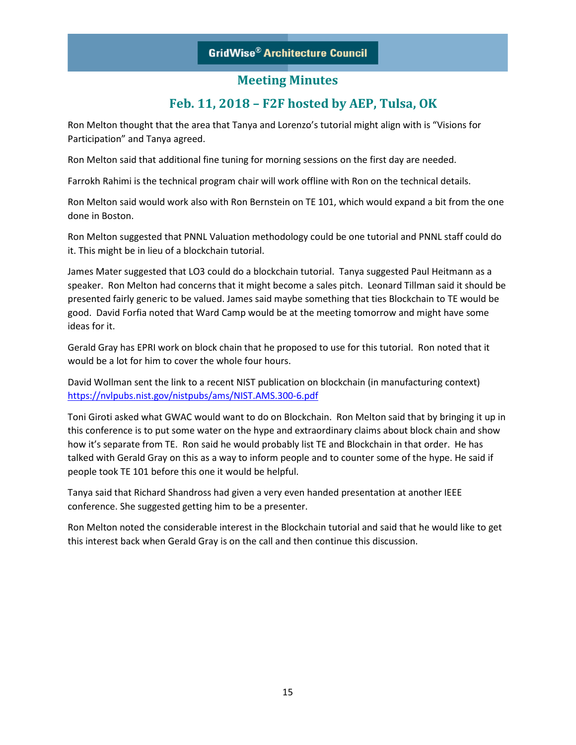Ron Melton thought that the area that Tanya and Lorenzo's tutorial might align with is "Visions for Participation" and Tanya agreed.

Ron Melton said that additional fine tuning for morning sessions on the first day are needed.

Farrokh Rahimi is the technical program chair will work offline with Ron on the technical details.

Ron Melton said would work also with Ron Bernstein on TE 101, which would expand a bit from the one done in Boston.

Ron Melton suggested that PNNL Valuation methodology could be one tutorial and PNNL staff could do it. This might be in lieu of a blockchain tutorial.

James Mater suggested that LO3 could do a blockchain tutorial. Tanya suggested Paul Heitmann as a speaker. Ron Melton had concerns that it might become a sales pitch. Leonard Tillman said it should be presented fairly generic to be valued. James said maybe something that ties Blockchain to TE would be good. David Forfia noted that Ward Camp would be at the meeting tomorrow and might have some ideas for it.

Gerald Gray has EPRI work on block chain that he proposed to use for this tutorial. Ron noted that it would be a lot for him to cover the whole four hours.

David Wollman sent the link to a recent NIST publication on blockchain (in manufacturing context) https://nvlpubs.nist.gov/nistpubs/ams/NIST.AMS.300-6.pdf

Toni Giroti asked what GWAC would want to do on Blockchain. Ron Melton said that by bringing it up in this conference is to put some water on the hype and extraordinary claims about block chain and show how it's separate from TE. Ron said he would probably list TE and Blockchain in that order. He has talked with Gerald Gray on this as a way to inform people and to counter some of the hype. He said if people took TE 101 before this one it would be helpful.

Tanya said that Richard Shandross had given a very even handed presentation at another IEEE conference. She suggested getting him to be a presenter.

Ron Melton noted the considerable interest in the Blockchain tutorial and said that he would like to get this interest back when Gerald Gray is on the call and then continue this discussion.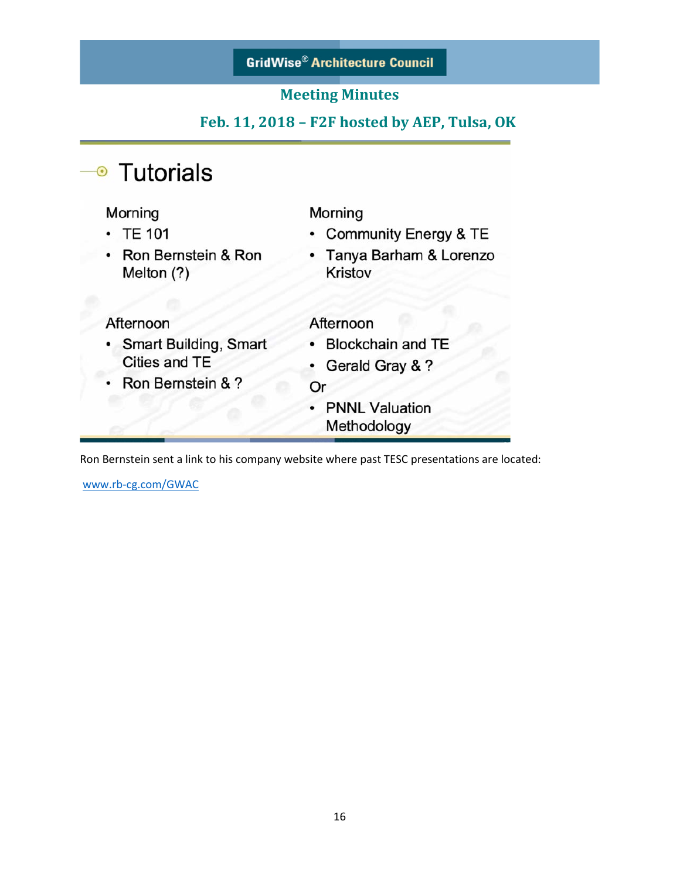# Tutorials

**Morning**

- TE 101
- Ron Bernstein & Ron Melton (?)

**Afternoon**

- Smart Building, Smart Cities and TE
- Ron Bernstein & ?

**Morning**

- Community Energy & TE
- Tanya Barham & Lorenzo Kristov

**Afternoon**

- Blockchain and TE
- Gerald Gray & ?

Or

- PNNL Valuation Methodology

Ron Bernstein sent a link to his company website where past TESC presentations are located:

www.rb-cg.com/GWAC